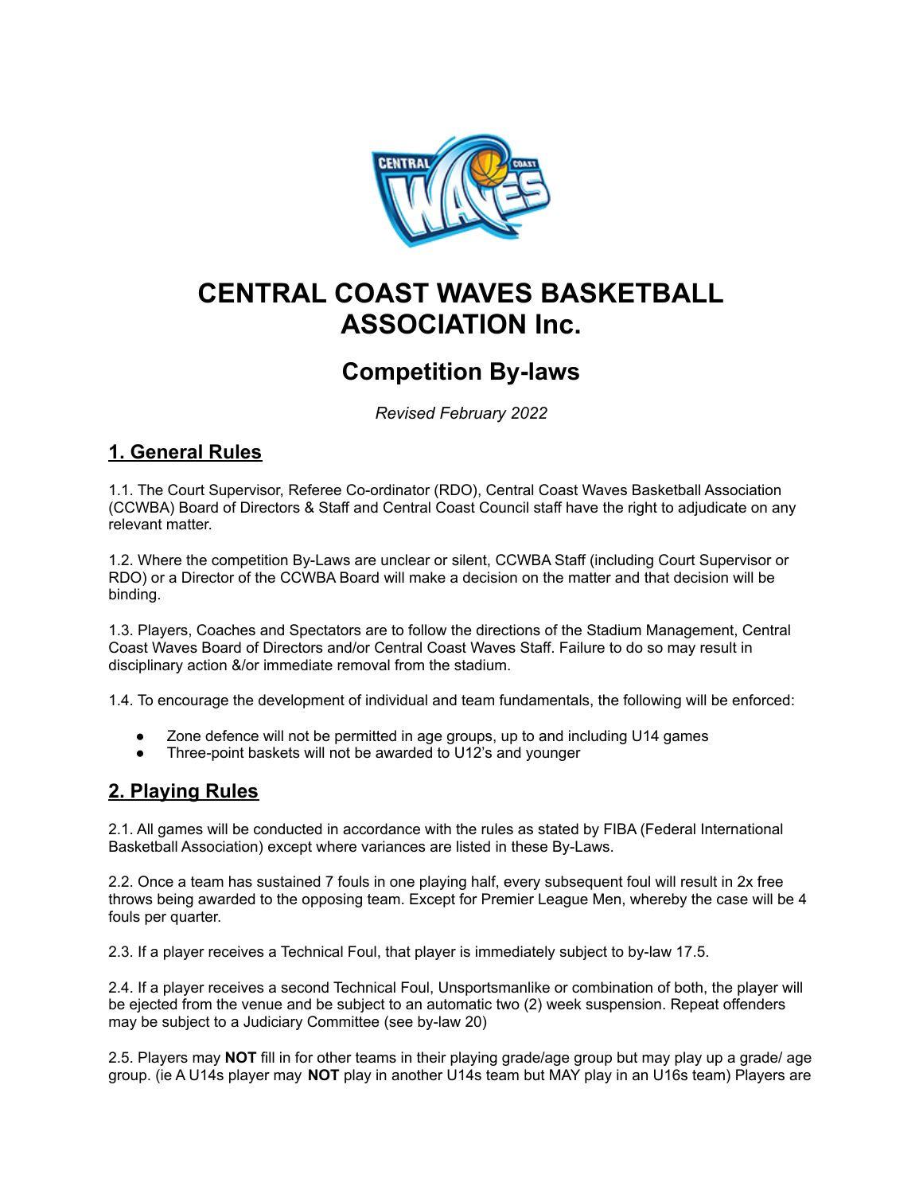# CENTRAL COAST WAVES BASKETBALL ASSOCIATION Inc.

## Competition By-laws

*Revised February 2022*

## 1. General Rules

1.1. The Court Supervisor, Referee Co-ordinator (RDO), Central Coast Waves Basketball Association (CCWBA) Board of Directors & Staff and Central Coast Council staff have the right to adjudicate on any relevant matter.

1.2. Where the competition By-Laws are unclear or silent, CCWBA Staff (including Court Supervisor or RDO) or a Director of the CCWBA Board will make a decision on the matter and that decision will be binding.

1.3. Players, Coaches and Spectators are to follow the directions of the Stadium Management, Central Coast Waves Board of Directors and/or Central Coast Waves Staff. Failure to do so may result in disciplinary action &/or immediate removal from the stadium.

1.4. To encourage the development of individual and team fundamentals, the following will be enforced:

- Zone defence will not be permitted in age groups, up to and including U14 games
- Three-point baskets will not be awarded to U12's and younger

## 2. Playing Rules

2.1. All games will be conducted in accordance with the rules as stated by FIBA (Federal International Basketball Association) except where variances are listed in these By-Laws.

2.2. Once a team has sustained 7 fouls in one playing half, every subsequent foul will result in 2x free throws being awarded to the opposing team. Except for Premier League Men, whereby the case will be 4 fouls per quarter.

2.3. If a player receives a Technical Foul, that player is immediately subject to by-law 17.5.

2.4. If a player receives a second Technical Foul, Unsportsmanlike or combination of both, the player will be ejected from the venue and be subject to an automatic two (2) week suspension. Repeat offenders may be subject to a Judiciary Committee (see by-law 20)

2.5. Players may **NOT** fill in for other teams in their playing grade/age group but may play up a grade/ age group. (ie A U14s player may **NOT** play in another U14s team but MAY play in an U16s team) Players are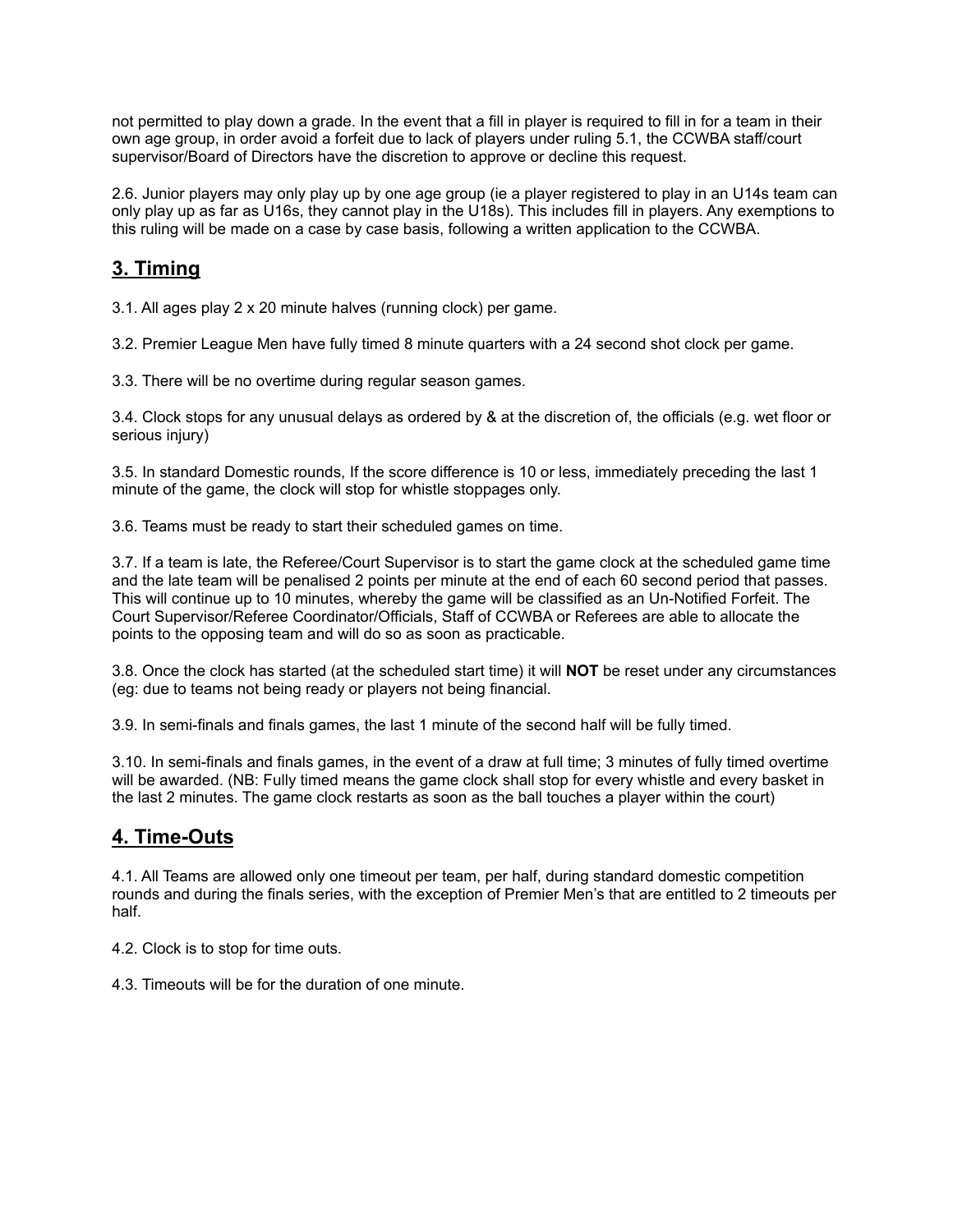not permitted to play down a grade. In the event that a fill in player is required to fill in for a team in their own age group, in order avoid a forfeit due to lack of players under ruling 5.1, the CCWBA staff/court supervisor/Board of Directors have the discretion to approve or decline this request.

2.6. Junior players may only play up by one age group (ie a player registered to play in an U14s team can only play up as far as U16s, they cannot play in the U18s). This includes fill in players. Any exemptions to this ruling will be made on a case by case basis, following a written application to the CCWBA.

## 3. Timing

3.1. All ages play 2 x 20 minute halves (running clock) per game.

3.2. Premier League Men have fully timed 8 minute quarters with a 24 second shot clock per game.

3.3. There will be no overtime during regular season games.

3.4. Clock stops for any unusual delays as ordered by & at the discretion of, the officials (e.g. wet floor or serious injury)

3.5. In standard Domestic rounds, If the score difference is 10 or less, immediately preceding the last 1 minute of the game, the clock will stop for whistle stoppages only.

3.6. Teams must be ready to start their scheduled games on time.

3.7. If a team is late, the Referee/Court Supervisor is to start the game clock at the scheduled game time and the late team will be penalised 2 points per minute at the end of each 60 second period that passes. This will continue up to 10 minutes, whereby the game will be classified as an Un-Notified Forfeit. The Court Supervisor/Referee Coordinator/Officials, Staff of CCWBA or Referees are able to allocate the points to the opposing team and will do so as soon as practicable.

3.8. Once the clock has started (at the scheduled start time) it will **NOT** be reset under any circumstances (eg: due to teams not being ready or players not being financial.

3.9. In semi-finals and finals games, the last 1 minute of the second half will be fully timed.

3.10. In semi-finals and finals games, in the event of a draw at full time; 3 minutes of fully timed overtime will be awarded. (NB: Fully timed means the game clock shall stop for every whistle and every basket in the last 2 minutes. The game clock restarts as soon as the ball touches a player within the court)

## 4. Time-Outs

4.1. All Teams are allowed only one timeout per team, per half, during standard domestic competition rounds and during the finals series, with the exception of Premier Men's that are entitled to 2 timeouts per half.

4.2. Clock is to stop for time outs.

4.3. Timeouts will be for the duration of one minute.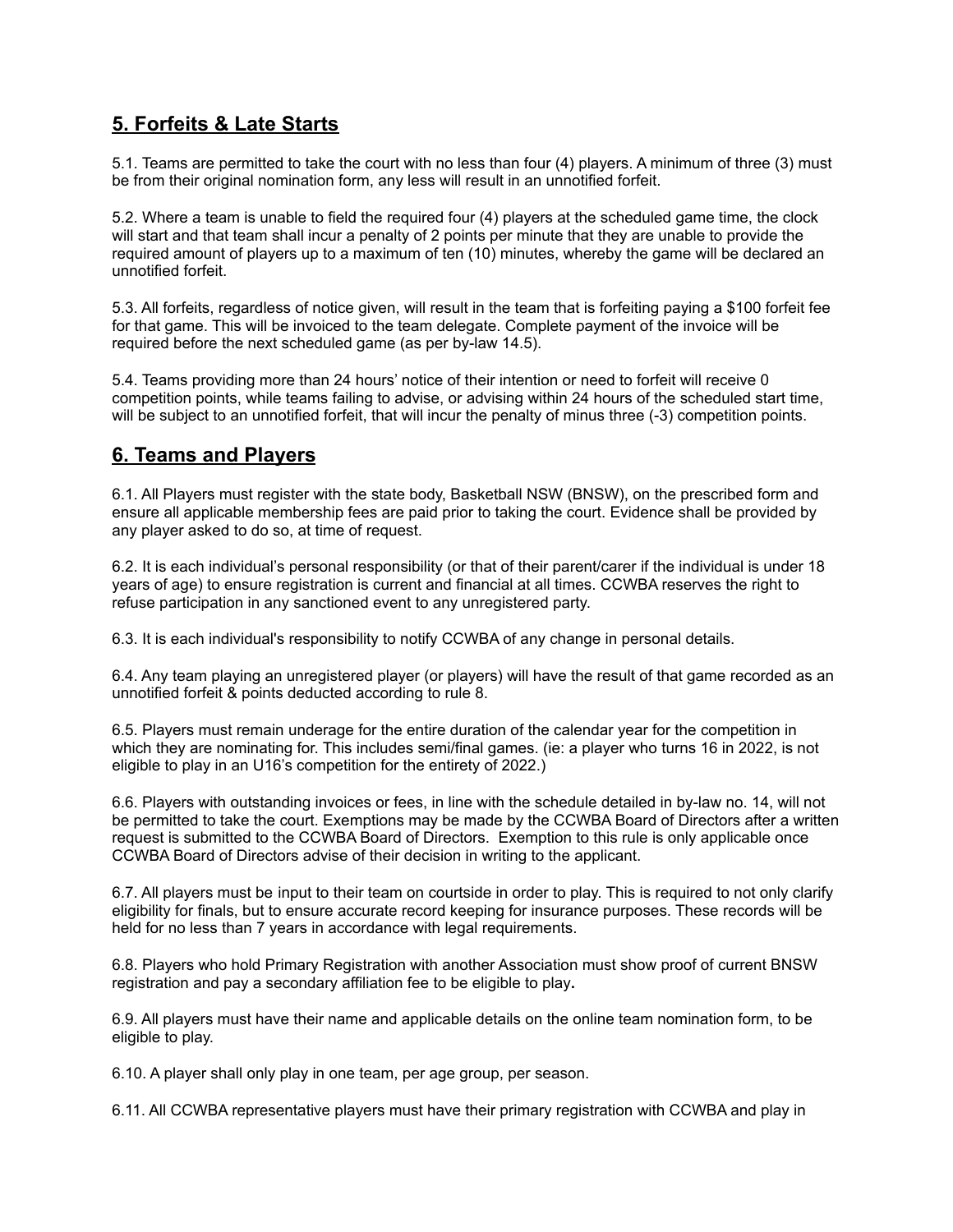## 5. Forfeits & Late Starts

5.1. Teams are permitted to take the court with no less than four (4) players. A minimum of three (3) must be from their original nomination form, any less will result in an unnotified forfeit.

5.2. Where a team is unable to field the required four (4) players at the scheduled game time, the clock will start and that team shall incur a penalty of 2 points per minute that they are unable to provide the required amount of players up to a maximum of ten (10) minutes, whereby the game will be declared an unnotified forfeit.

5.3. All forfeits, regardless of notice given, will result in the team that is forfeiting paying a $100 forfeit fee for that game. This will be invoiced to the team delegate. Complete payment of the invoice will be required before the next scheduled game (as per by-law 14.5).

5.4. Teams providing more than 24 hours' notice of their intention or need to forfeit will receive 0 competition points, while teams failing to advise, or advising within 24 hours of the scheduled start time, will be subject to an unnotified forfeit, that will incur the penalty of minus three (-3) competition points.

## 6. Teams and Players

6.1. All Players must register with the state body, Basketball NSW (BNSW), on the prescribed form and ensure all applicable membership fees are paid prior to taking the court. Evidence shall be provided by any player asked to do so, at time of request.

6.2. It is each individual's personal responsibility (or that of their parent/carer if the individual is under 18 years of age) to ensure registration is current and financial at all times. CCWBA reserves the right to refuse participation in any sanctioned event to any unregistered party.

6.3. It is each individual's responsibility to notify CCWBA of any change in personal details.

6.4. Any team playing an unregistered player (or players) will have the result of that game recorded as an unnotified forfeit & points deducted according to rule 8.

6.5. Players must remain underage for the entire duration of the calendar year for the competition in which they are nominating for. This includes semi/final games. (ie: a player who turns 16 in 2022, is not eligible to play in an U16's competition for the entirety of 2022.)

6.6. Players with outstanding invoices or fees, in line with the schedule detailed in by-law no. 14, will not be permitted to take the court. Exemptions may be made by the CCWBA Board of Directors after a written request is submitted to the CCWBA Board of Directors. Exemption to this rule is only applicable once CCWBA Board of Directors advise of their decision in writing to the applicant.

6.7. All players must be input to their team on courtside in order to play. This is required to not only clarify eligibility for finals, but to ensure accurate record keeping for insurance purposes. These records will be held for no less than 7 years in accordance with legal requirements.

6.8. Players who hold Primary Registration with another Association must show proof of current BNSW registration and pay a secondary affiliation fee to be eligible to play**.**

6.9. All players must have their name and applicable details on the online team nomination form, to be eligible to play.

6.10. A player shall only play in one team, per age group, per season.

6.11. All CCWBA representative players must have their primary registration with CCWBA and play in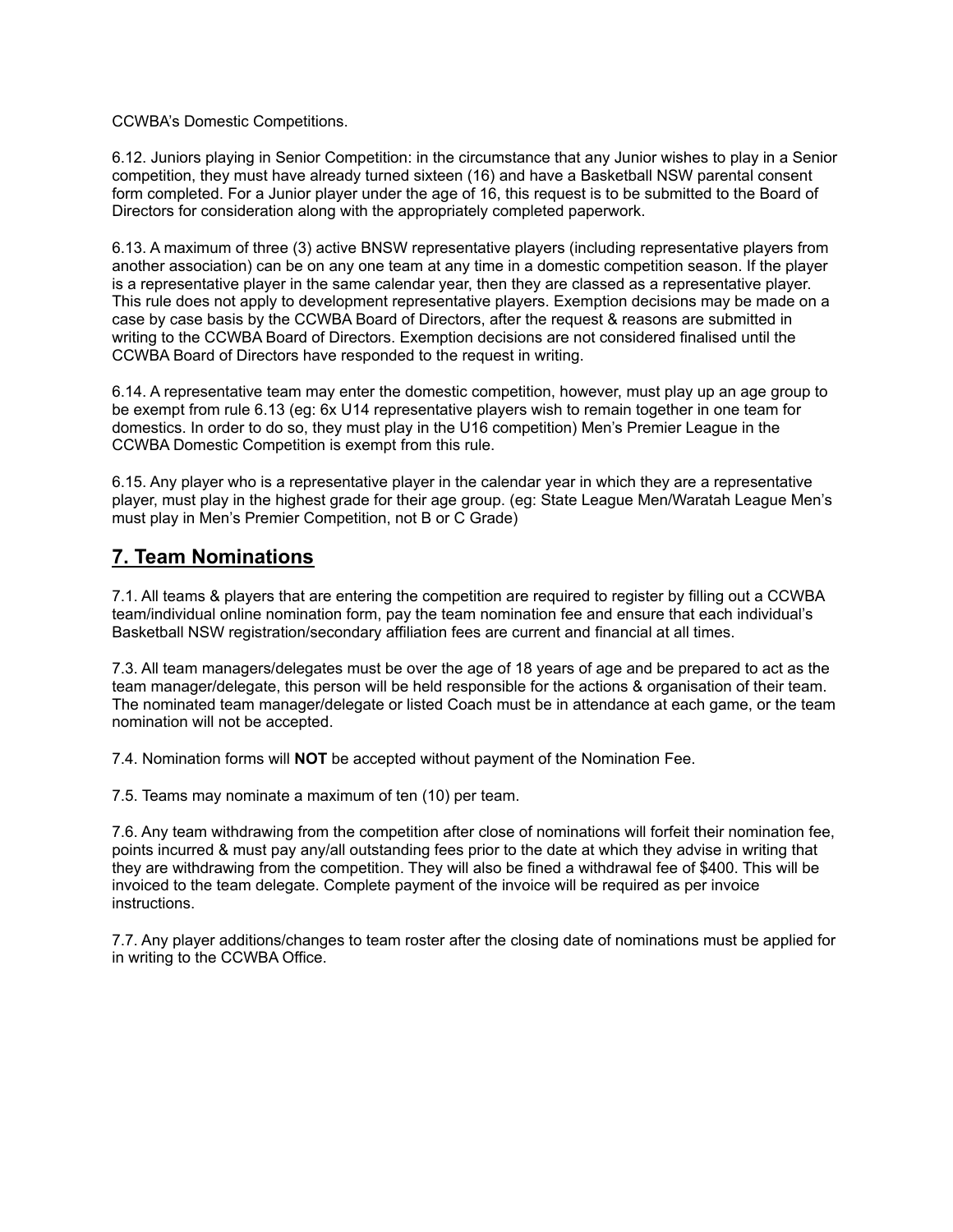CCWBA's Domestic Competitions.

6.12. Juniors playing in Senior Competition: in the circumstance that any Junior wishes to play in a Senior competition, they must have already turned sixteen (16) and have a Basketball NSW parental consent form completed. For a Junior player under the age of 16, this request is to be submitted to the Board of Directors for consideration along with the appropriately completed paperwork.

6.13. A maximum of three (3) active BNSW representative players (including representative players from another association) can be on any one team at any time in a domestic competition season. If the player is a representative player in the same calendar year, then they are classed as a representative player. This rule does not apply to development representative players. Exemption decisions may be made on a case by case basis by the CCWBA Board of Directors, after the request & reasons are submitted in writing to the CCWBA Board of Directors. Exemption decisions are not considered finalised until the CCWBA Board of Directors have responded to the request in writing.

6.14. A representative team may enter the domestic competition, however, must play up an age group to be exempt from rule 6.13 (eg: 6x U14 representative players wish to remain together in one team for domestics. In order to do so, they must play in the U16 competition) Men's Premier League in the CCWBA Domestic Competition is exempt from this rule.

6.15. Any player who is a representative player in the calendar year in which they are a representative player, must play in the highest grade for their age group. (eg: State League Men/Waratah League Men's must play in Men's Premier Competition, not B or C Grade)

## 7. Team Nominations

7.1. All teams & players that are entering the competition are required to register by filling out a CCWBA team/individual online nomination form, pay the team nomination fee and ensure that each individual's Basketball NSW registration/secondary affiliation fees are current and financial at all times.

7.3. All team managers/delegates must be over the age of 18 years of age and be prepared to act as the team manager/delegate, this person will be held responsible for the actions & organisation of their team. The nominated team manager/delegate or listed Coach must be in attendance at each game, or the team nomination will not be accepted.

7.4. Nomination forms will **NOT** be accepted without payment of the Nomination Fee.

7.5. Teams may nominate a maximum of ten (10) per team.

7.6. Any team withdrawing from the competition after close of nominations will forfeit their nomination fee, points incurred & must pay any/all outstanding fees prior to the date at which they advise in writing that they are withdrawing from the competition. They will also be fined a withdrawal fee of $400. This will be invoiced to the team delegate. Complete payment of the invoice will be required as per invoice instructions.

7.7. Any player additions/changes to team roster after the closing date of nominations must be applied for in writing to the CCWBA Office.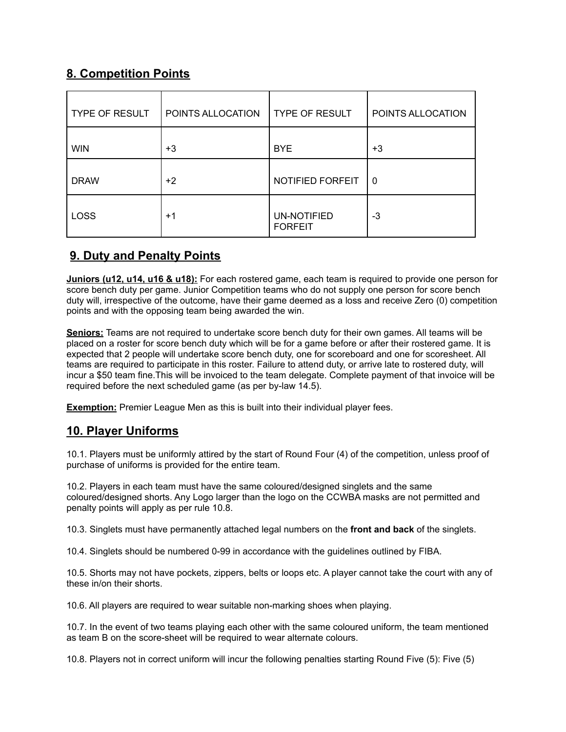## 8. Competition Points

| TYPE OF RESULT | POINTS ALLOCATION | TYPE OF RESULT | POINTS ALLOCATION |
|---|---|---|---|
| WIN | +3 | BYE | +3 |
| DRAW | +2 | NOTIFIED FORFEIT | 0 |
| LOSS | +1 | UN-NOTIFIED FORFEIT | -3 |

## 9. Duty and Penalty Points

**Juniors (u12, u14, u16 & u18):** For each rostered game, each team is required to provide one person for score bench duty per game. Junior Competition teams who do not supply one person for score bench duty will, irrespective of the outcome, have their game deemed as a loss and receive Zero (0) competition points and with the opposing team being awarded the win.

**Seniors:** Teams are not required to undertake score bench duty for their own games. All teams will be placed on a roster for score bench duty which will be for a game before or after their rostered game. It is expected that 2 people will undertake score bench duty, one for scoreboard and one for scoresheet. All teams are required to participate in this roster. Failure to attend duty, or arrive late to rostered duty, will incur a $50 team fine.This will be invoiced to the team delegate. Complete payment of that invoice will be required before the next scheduled game (as per by-law 14.5).

**Exemption:** Premier League Men as this is built into their individual player fees.

## 10. Player Uniforms

10.1. Players must be uniformly attired by the start of Round Four (4) of the competition, unless proof of purchase of uniforms is provided for the entire team.

10.2. Players in each team must have the same coloured/designed singlets and the same coloured/designed shorts. Any Logo larger than the logo on the CCWBA masks are not permitted and penalty points will apply as per rule 10.8.

10.3. Singlets must have permanently attached legal numbers on the **front and back** of the singlets.

10.4. Singlets should be numbered 0-99 in accordance with the guidelines outlined by FIBA.

10.5. Shorts may not have pockets, zippers, belts or loops etc. A player cannot take the court with any of these in/on their shorts.

10.6. All players are required to wear suitable non-marking shoes when playing.

10.7. In the event of two teams playing each other with the same coloured uniform, the team mentioned as team B on the score-sheet will be required to wear alternate colours.

10.8. Players not in correct uniform will incur the following penalties starting Round Five (5): Five (5)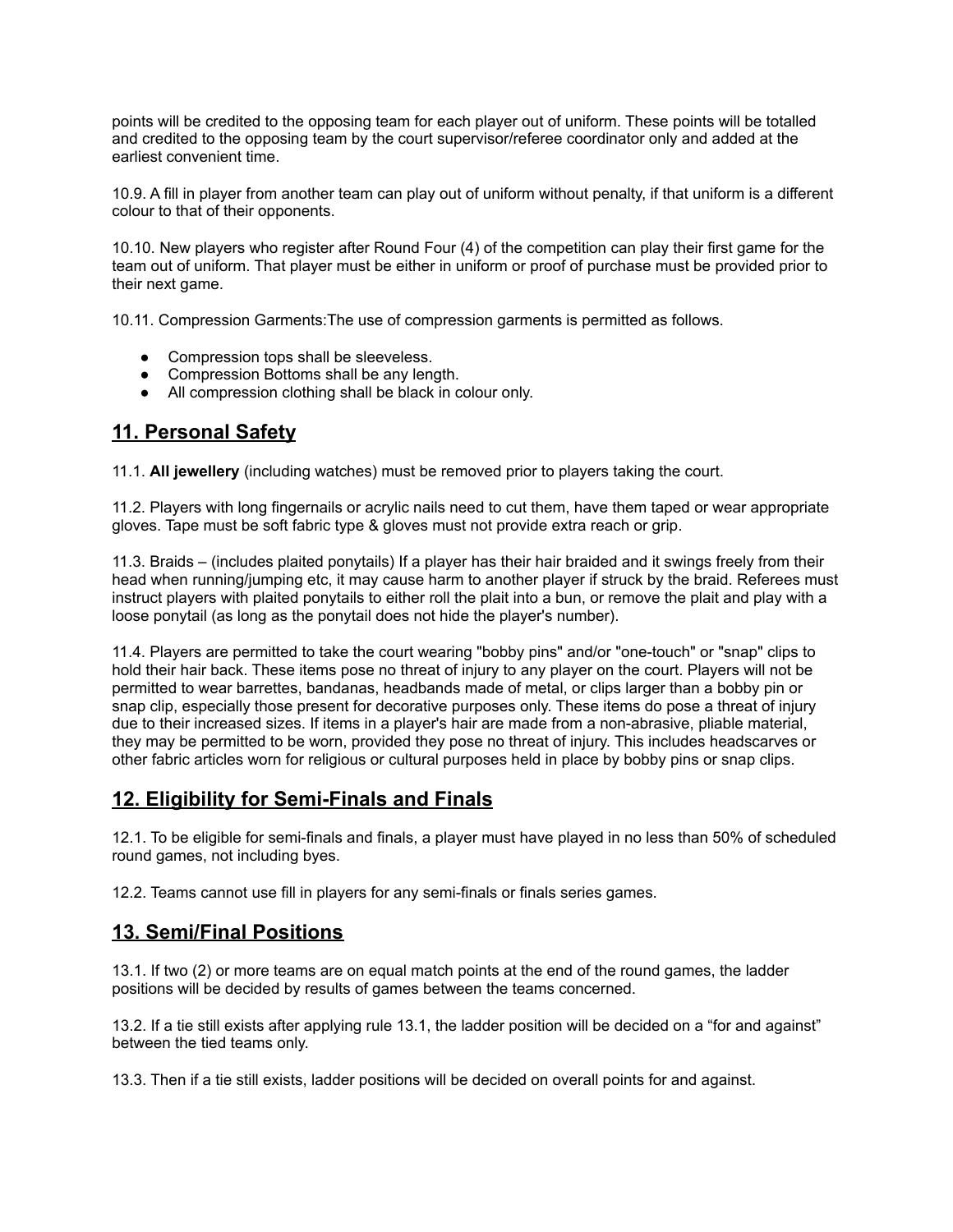points will be credited to the opposing team for each player out of uniform. These points will be totalled and credited to the opposing team by the court supervisor/referee coordinator only and added at the earliest convenient time.

10.9. A fill in player from another team can play out of uniform without penalty, if that uniform is a different colour to that of their opponents.

10.10. New players who register after Round Four (4) of the competition can play their first game for the team out of uniform. That player must be either in uniform or proof of purchase must be provided prior to their next game.

10.11. Compression Garments:The use of compression garments is permitted as follows.

- Compression tops shall be sleeveless.
- Compression Bottoms shall be any length.
- All compression clothing shall be black in colour only.

## 11. Personal Safety

11.1. **All jewellery** (including watches) must be removed prior to players taking the court.

11.2. Players with long fingernails or acrylic nails need to cut them, have them taped or wear appropriate gloves. Tape must be soft fabric type & gloves must not provide extra reach or grip.

11.3. Braids – (includes plaited ponytails) If a player has their hair braided and it swings freely from their head when running/jumping etc, it may cause harm to another player if struck by the braid. Referees must instruct players with plaited ponytails to either roll the plait into a bun, or remove the plait and play with a loose ponytail (as long as the ponytail does not hide the player's number).

11.4. Players are permitted to take the court wearing "bobby pins" and/or "one-touch" or "snap" clips to hold their hair back. These items pose no threat of injury to any player on the court. Players will not be permitted to wear barrettes, bandanas, headbands made of metal, or clips larger than a bobby pin or snap clip, especially those present for decorative purposes only. These items do pose a threat of injury due to their increased sizes. If items in a player's hair are made from a non-abrasive, pliable material, they may be permitted to be worn, provided they pose no threat of injury. This includes headscarves or other fabric articles worn for religious or cultural purposes held in place by bobby pins or snap clips.

## 12. Eligibility for Semi-Finals and Finals

12.1. To be eligible for semi-finals and finals, a player must have played in no less than 50% of scheduled round games, not including byes.

12.2. Teams cannot use fill in players for any semi-finals or finals series games.

## 13. Semi/Final Positions

13.1. If two (2) or more teams are on equal match points at the end of the round games, the ladder positions will be decided by results of games between the teams concerned.

13.2. If a tie still exists after applying rule 13.1, the ladder position will be decided on a "for and against" between the tied teams only.

13.3. Then if a tie still exists, ladder positions will be decided on overall points for and against.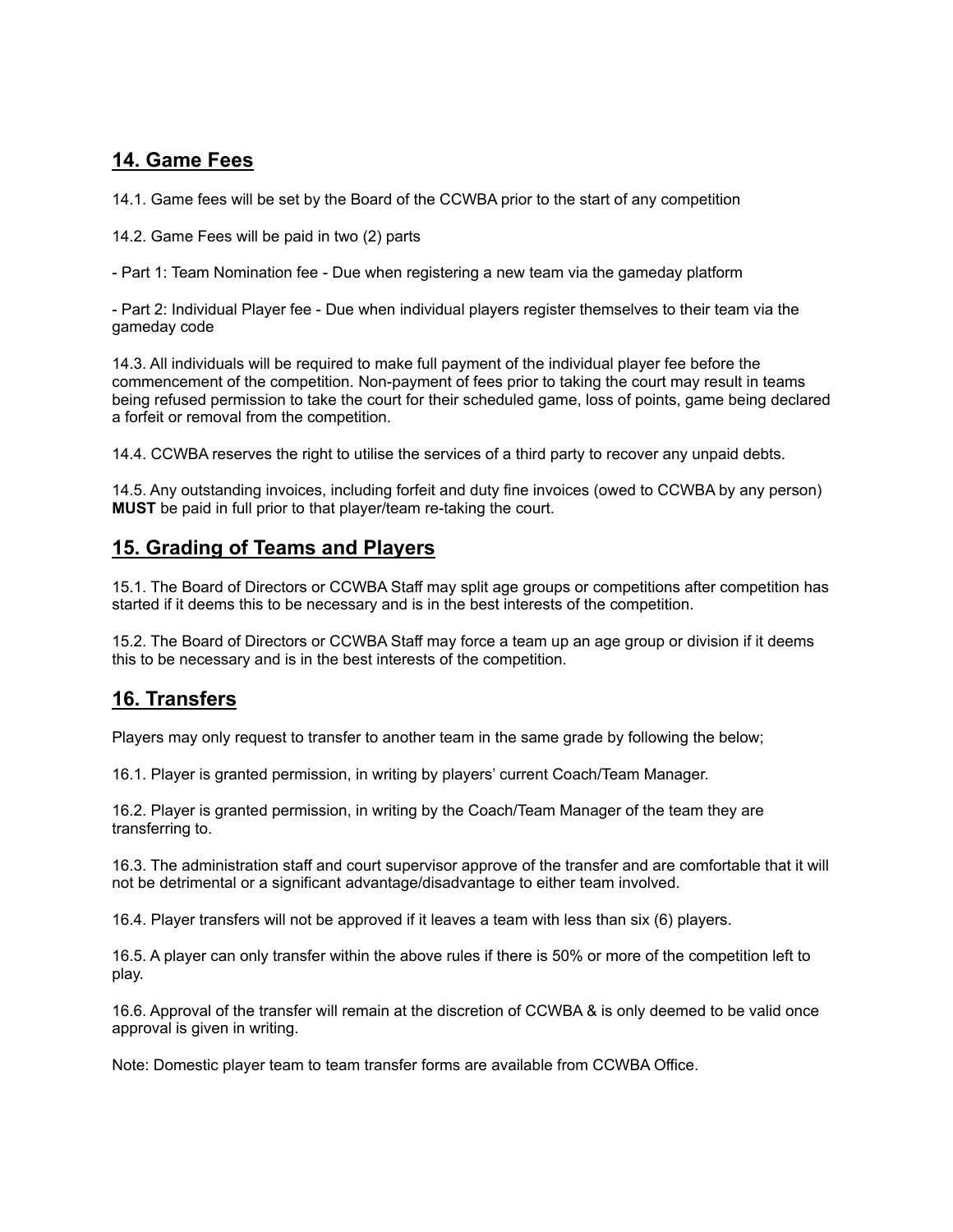## 14. Game Fees

14.1. Game fees will be set by the Board of the CCWBA prior to the start of any competition

14.2. Game Fees will be paid in two (2) parts

- Part 1: Team Nomination fee - Due when registering a new team via the gameday platform

- Part 2: Individual Player fee - Due when individual players register themselves to their team via the gameday code

14.3. All individuals will be required to make full payment of the individual player fee before the commencement of the competition. Non-payment of fees prior to taking the court may result in teams being refused permission to take the court for their scheduled game, loss of points, game being declared a forfeit or removal from the competition.

14.4. CCWBA reserves the right to utilise the services of a third party to recover any unpaid debts.

14.5. Any outstanding invoices, including forfeit and duty fine invoices (owed to CCWBA by any person) **MUST** be paid in full prior to that player/team re-taking the court.

## 15. Grading of Teams and Players

15.1. The Board of Directors or CCWBA Staff may split age groups or competitions after competition has started if it deems this to be necessary and is in the best interests of the competition.

15.2. The Board of Directors or CCWBA Staff may force a team up an age group or division if it deems this to be necessary and is in the best interests of the competition.

## 16. Transfers

Players may only request to transfer to another team in the same grade by following the below;

16.1. Player is granted permission, in writing by players' current Coach/Team Manager.

16.2. Player is granted permission, in writing by the Coach/Team Manager of the team they are transferring to.

16.3. The administration staff and court supervisor approve of the transfer and are comfortable that it will not be detrimental or a significant advantage/disadvantage to either team involved.

16.4. Player transfers will not be approved if it leaves a team with less than six (6) players.

16.5. A player can only transfer within the above rules if there is 50% or more of the competition left to play.

16.6. Approval of the transfer will remain at the discretion of CCWBA & is only deemed to be valid once approval is given in writing.

Note: Domestic player team to team transfer forms are available from CCWBA Office.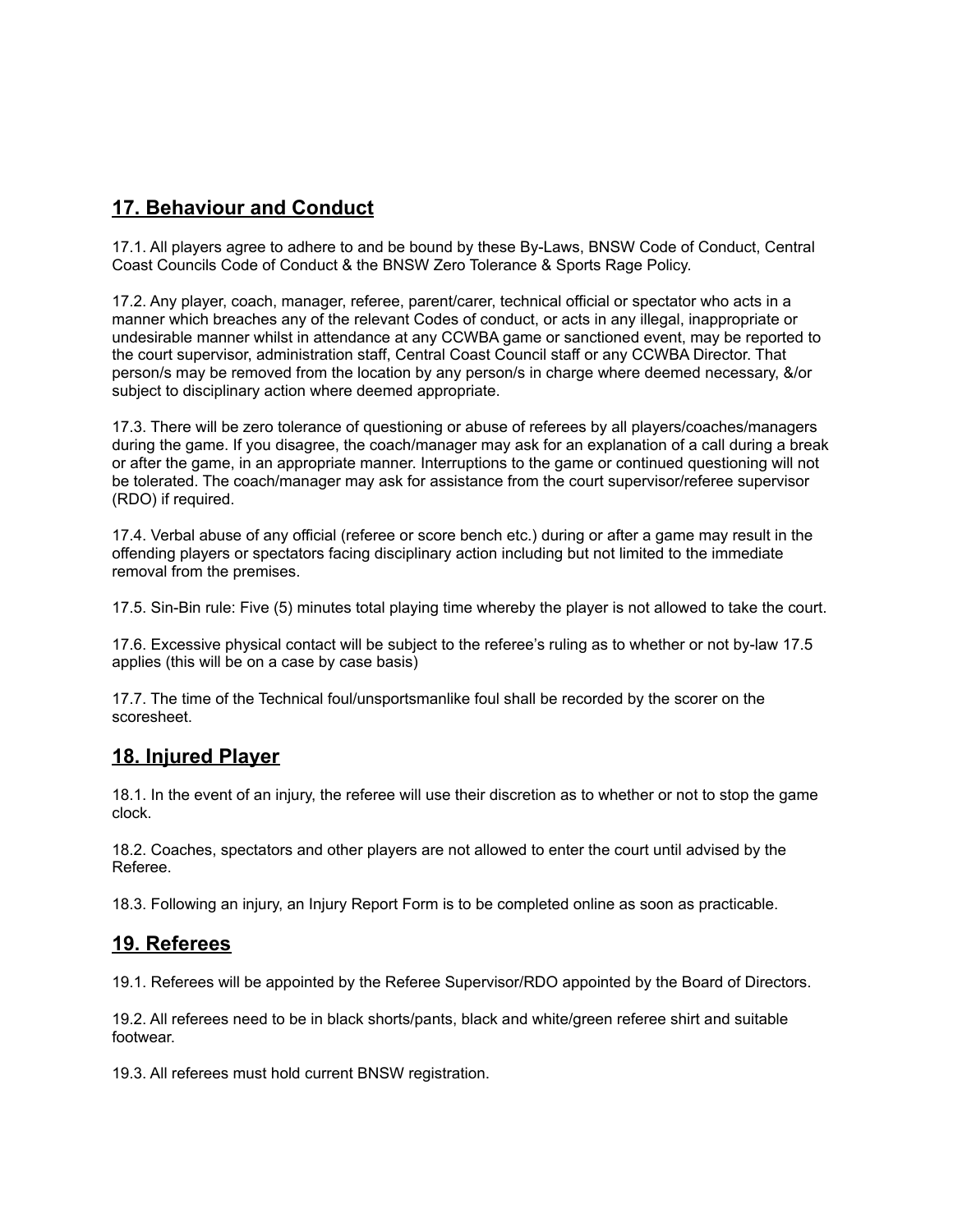## 17. Behaviour and Conduct

17.1. All players agree to adhere to and be bound by these By-Laws, BNSW Code of Conduct, Central Coast Councils Code of Conduct & the BNSW Zero Tolerance & Sports Rage Policy.

17.2. Any player, coach, manager, referee, parent/carer, technical official or spectator who acts in a manner which breaches any of the relevant Codes of conduct, or acts in any illegal, inappropriate or undesirable manner whilst in attendance at any CCWBA game or sanctioned event, may be reported to the court supervisor, administration staff, Central Coast Council staff or any CCWBA Director. That person/s may be removed from the location by any person/s in charge where deemed necessary, &/or subject to disciplinary action where deemed appropriate.

17.3. There will be zero tolerance of questioning or abuse of referees by all players/coaches/managers during the game. If you disagree, the coach/manager may ask for an explanation of a call during a break or after the game, in an appropriate manner. Interruptions to the game or continued questioning will not be tolerated. The coach/manager may ask for assistance from the court supervisor/referee supervisor (RDO) if required.

17.4. Verbal abuse of any official (referee or score bench etc.) during or after a game may result in the offending players or spectators facing disciplinary action including but not limited to the immediate removal from the premises.

17.5. Sin-Bin rule: Five (5) minutes total playing time whereby the player is not allowed to take the court.

17.6. Excessive physical contact will be subject to the referee's ruling as to whether or not by-law 17.5 applies (this will be on a case by case basis)

17.7. The time of the Technical foul/unsportsmanlike foul shall be recorded by the scorer on the scoresheet.

## 18. Injured Player

18.1. In the event of an injury, the referee will use their discretion as to whether or not to stop the game clock.

18.2. Coaches, spectators and other players are not allowed to enter the court until advised by the Referee.

18.3. Following an injury, an Injury Report Form is to be completed online as soon as practicable.

## 19. Referees

19.1. Referees will be appointed by the Referee Supervisor/RDO appointed by the Board of Directors.

19.2. All referees need to be in black shorts/pants, black and white/green referee shirt and suitable footwear.

19.3. All referees must hold current BNSW registration.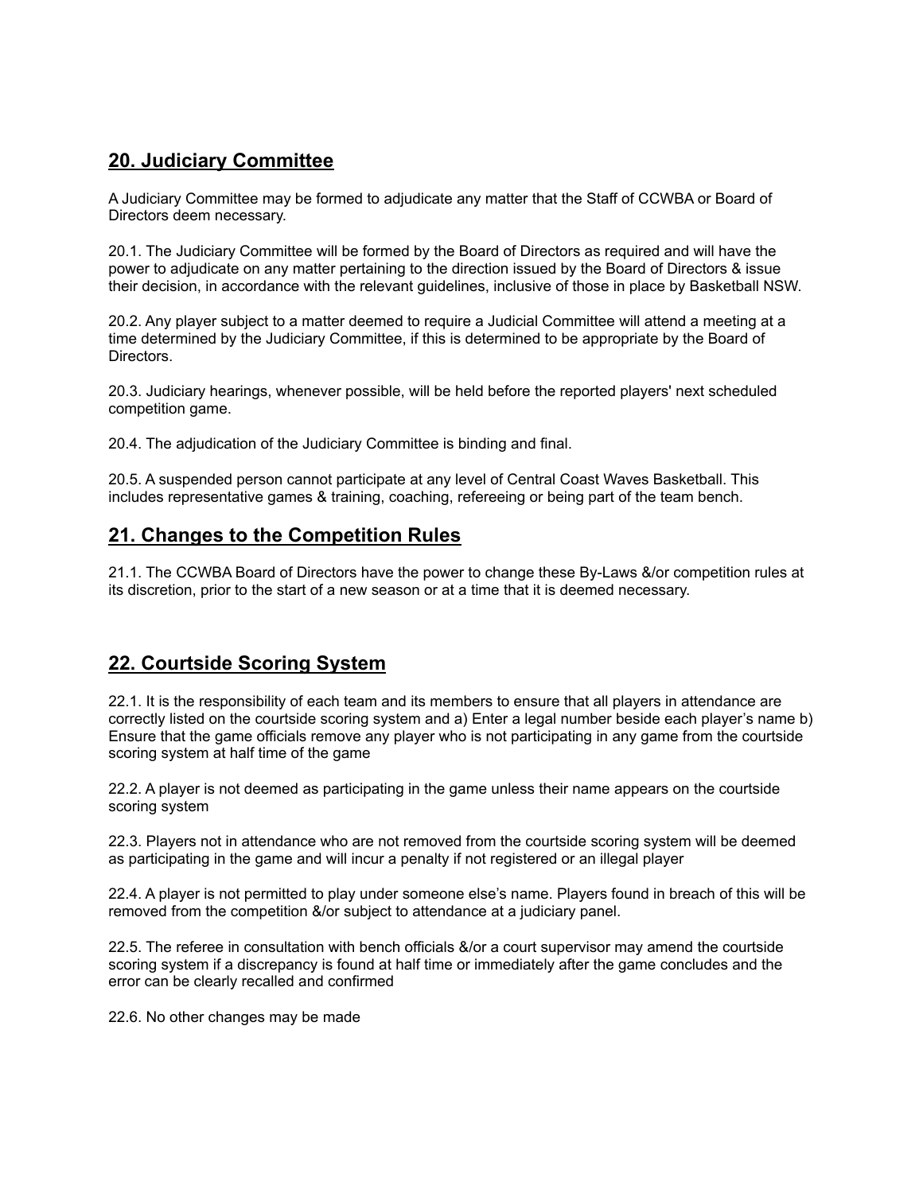## 20. Judiciary Committee

A Judiciary Committee may be formed to adjudicate any matter that the Staff of CCWBA or Board of Directors deem necessary.

20.1. The Judiciary Committee will be formed by the Board of Directors as required and will have the power to adjudicate on any matter pertaining to the direction issued by the Board of Directors & issue their decision, in accordance with the relevant guidelines, inclusive of those in place by Basketball NSW.

20.2. Any player subject to a matter deemed to require a Judicial Committee will attend a meeting at a time determined by the Judiciary Committee, if this is determined to be appropriate by the Board of Directors.

20.3. Judiciary hearings, whenever possible, will be held before the reported players' next scheduled competition game.

20.4. The adjudication of the Judiciary Committee is binding and final.

20.5. A suspended person cannot participate at any level of Central Coast Waves Basketball. This includes representative games & training, coaching, refereeing or being part of the team bench.

## 21. Changes to the Competition Rules

21.1. The CCWBA Board of Directors have the power to change these By-Laws &/or competition rules at its discretion, prior to the start of a new season or at a time that it is deemed necessary.

## 22. Courtside Scoring System

22.1. It is the responsibility of each team and its members to ensure that all players in attendance are correctly listed on the courtside scoring system and a) Enter a legal number beside each player's name b) Ensure that the game officials remove any player who is not participating in any game from the courtside scoring system at half time of the game

22.2. A player is not deemed as participating in the game unless their name appears on the courtside scoring system

22.3. Players not in attendance who are not removed from the courtside scoring system will be deemed as participating in the game and will incur a penalty if not registered or an illegal player

22.4. A player is not permitted to play under someone else's name. Players found in breach of this will be removed from the competition &/or subject to attendance at a judiciary panel.

22.5. The referee in consultation with bench officials &/or a court supervisor may amend the courtside scoring system if a discrepancy is found at half time or immediately after the game concludes and the error can be clearly recalled and confirmed

22.6. No other changes may be made